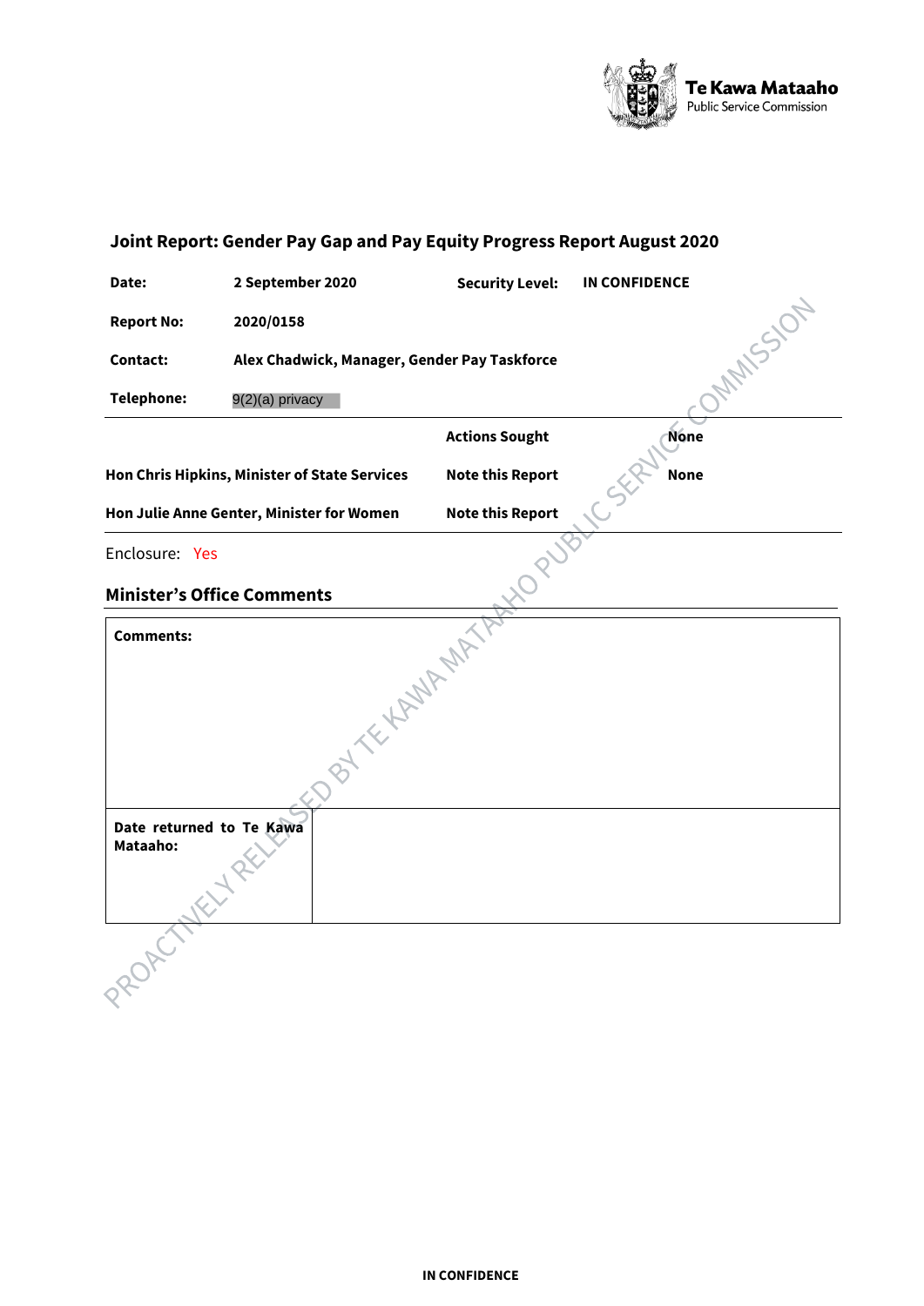Te Kawa Mataaho
Public Service Commission

## Joint Report: Gender Pay Gap and Pay Equity Progress Report August 2020

| | | | |
|---|---|---|---|
| **Date:** | **2 September 2020** | **Security Level:** | **IN CONFIDENCE** |
| **Report No:** | **2020/0158** | | |
| **Contact:** | **Alex Chadwick, Manager, Gender Pay Taskforce** | | |
| **Telephone:** | 9(2)(a) privacy | | |

| | | |
|---|---|---|
| | **Actions Sought** | **None** |
| **Hon Chris Hipkins, Minister of State Services** | **Note this Report** | **None** |
| **Hon Julie Anne Genter, Minister for Women** | **Note this Report** | |

Enclosure: Yes

### Minister's Office Comments

| | |
|---|---|
| **Comments:** | |
| **Date returned to Te Kawa Mataaho:** | |

PROACTIVELY RELEASED BY TE KAWA MATAAHO PUBLIC SERVICE COMMISSION

**IN CONFIDENCE**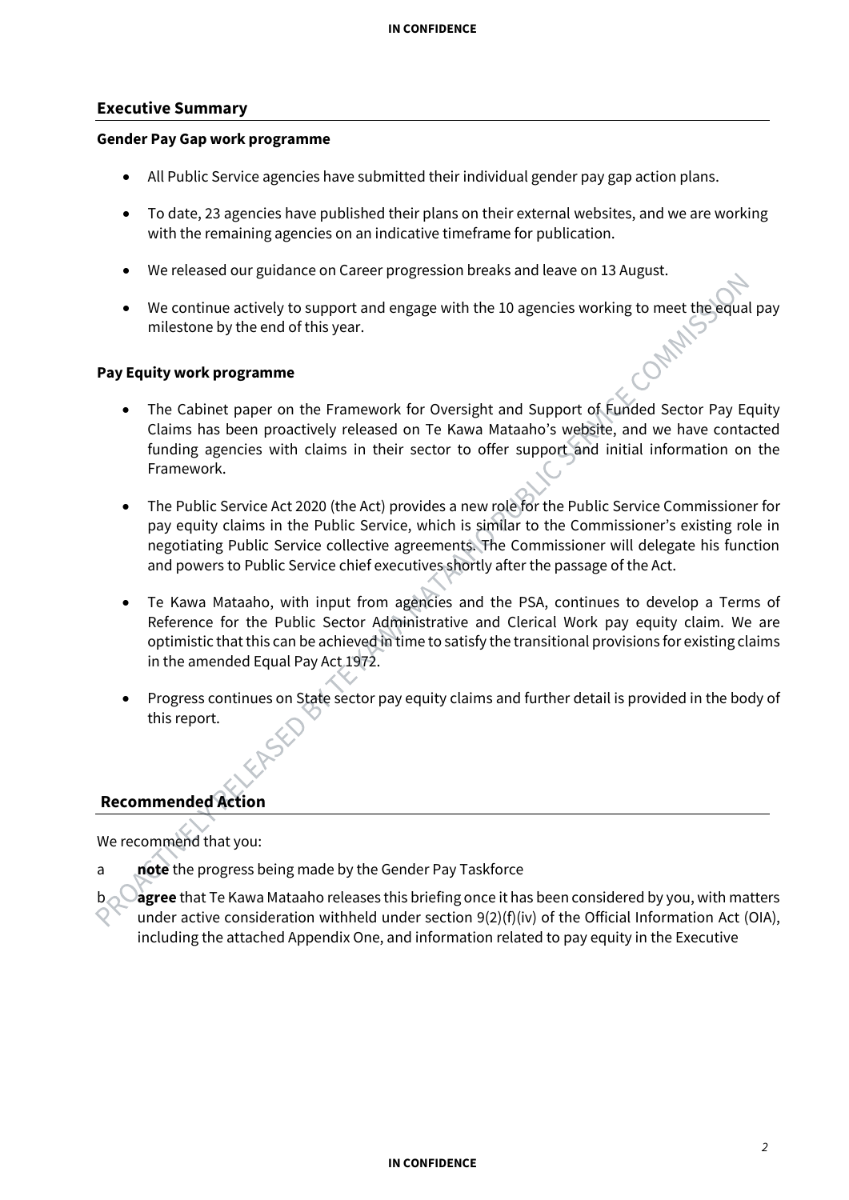## Executive Summary

### Gender Pay Gap work programme

- All Public Service agencies have submitted their individual gender pay gap action plans.
- To date, 23 agencies have published their plans on their external websites, and we are working with the remaining agencies on an indicative timeframe for publication.
- We released our guidance on Career progression breaks and leave on 13 August.
- We continue actively to support and engage with the 10 agencies working to meet the equal pay milestone by the end of this year.

### Pay Equity work programme

- The Cabinet paper on the Framework for Oversight and Support of Funded Sector Pay Equity Claims has been proactively released on Te Kawa Mataaho's website, and we have contacted funding agencies with claims in their sector to offer support and initial information on the Framework.
- The Public Service Act 2020 (the Act) provides a new role for the Public Service Commissioner for pay equity claims in the Public Service, which is similar to the Commissioner's existing role in negotiating Public Service collective agreements. The Commissioner will delegate his function and powers to Public Service chief executives shortly after the passage of the Act.
- Te Kawa Mataaho, with input from agencies and the PSA, continues to develop a Terms of Reference for the Public Sector Administrative and Clerical Work pay equity claim. We are optimistic that this can be achieved in time to satisfy the transitional provisions for existing claims in the amended Equal Pay Act 1972.
- Progress continues on State sector pay equity claims and further detail is provided in the body of this report.

## Recommended Action

We recommend that you:

a **note** the progress being made by the Gender Pay Taskforce

b **agree** that Te Kawa Mataaho releases this briefing once it has been considered by you, with matters under active consideration withheld under section 9(2)(f)(iv) of the Official Information Act (OIA), including the attached Appendix One, and information related to pay equity in the Executive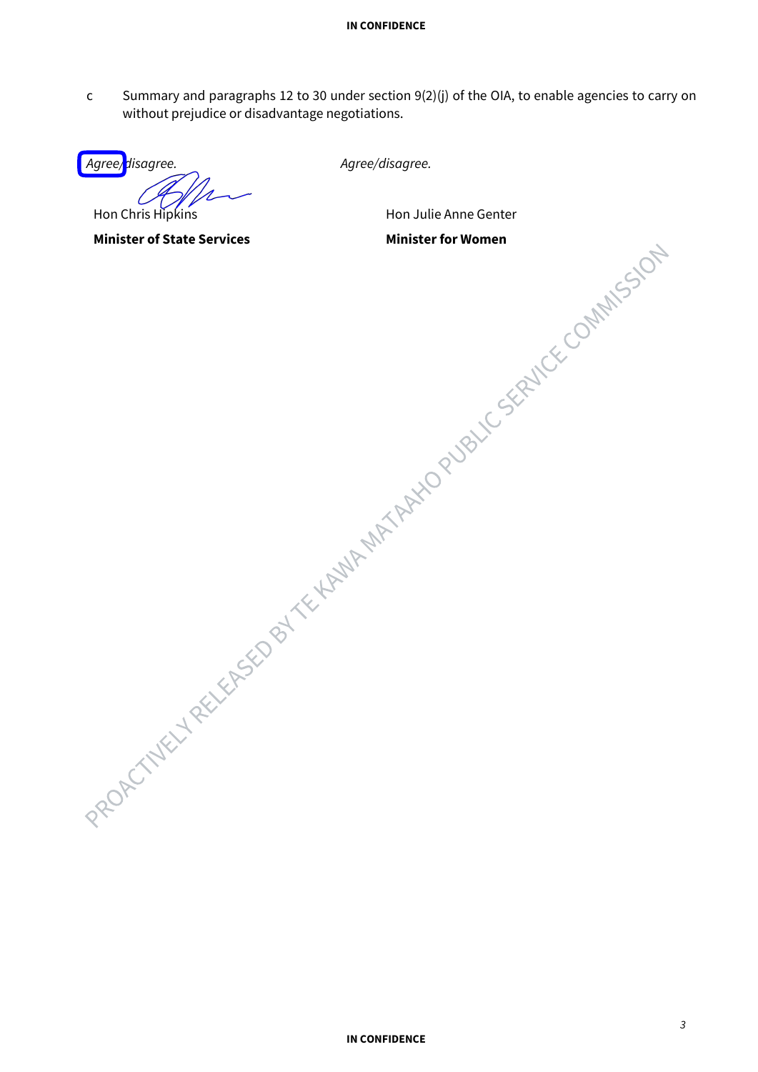c Summary and paragraphs 12 to 30 under section 9(2)(j) of the OIA, to enable agencies to carry on without prejudice or disadvantage negotiations.

| | |
|---|---|
| *Agree/disagree.* | *Agree/disagree.* |
| Hon Chris Hipkins | Hon Julie Anne Genter |
| **Minister of State Services** | **Minister for Women** |

PROACTIVELY RELEASED BY TE KAWA MATAAHO PUBLIC SERVICE COMMISSION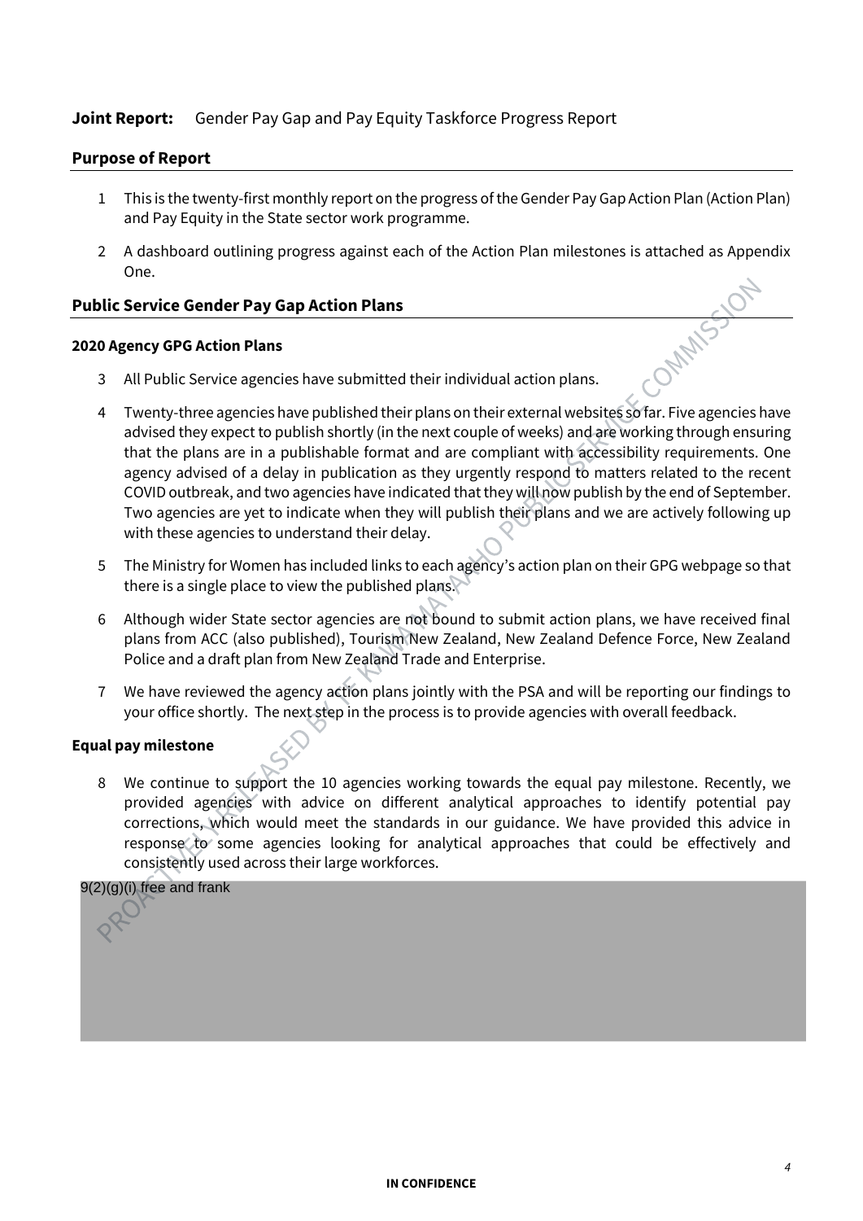**Joint Report:** Gender Pay Gap and Pay Equity Taskforce Progress Report

## Purpose of Report

1. This is the twenty-first monthly report on the progress of the Gender Pay Gap Action Plan (Action Plan) and Pay Equity in the State sector work programme.

2. A dashboard outlining progress against each of the Action Plan milestones is attached as Appendix One.

## Public Service Gender Pay Gap Action Plans

### 2020 Agency GPG Action Plans

3. All Public Service agencies have submitted their individual action plans.

4. Twenty-three agencies have published their plans on their external websites so far. Five agencies have advised they expect to publish shortly (in the next couple of weeks) and are working through ensuring that the plans are in a publishable format and are compliant with accessibility requirements. One agency advised of a delay in publication as they urgently respond to matters related to the recent COVID outbreak, and two agencies have indicated that they will now publish by the end of September. Two agencies are yet to indicate when they will publish their plans and we are actively following up with these agencies to understand their delay.

5. The Ministry for Women has included links to each agency's action plan on their GPG webpage so that there is a single place to view the published plans.

6. Although wider State sector agencies are not bound to submit action plans, we have received final plans from ACC (also published), Tourism New Zealand, New Zealand Defence Force, New Zealand Police and a draft plan from New Zealand Trade and Enterprise.

7. We have reviewed the agency action plans jointly with the PSA and will be reporting our findings to your office shortly. The next step in the process is to provide agencies with overall feedback.

### Equal pay milestone

8. We continue to support the 10 agencies working towards the equal pay milestone. Recently, we provided agencies with advice on different analytical approaches to identify potential pay corrections, which would meet the standards in our guidance. We have provided this advice in response to some agencies looking for analytical approaches that could be effectively and consistently used across their large workforces.

9(2)(g)(i) free and frank

IN CONFIDENCE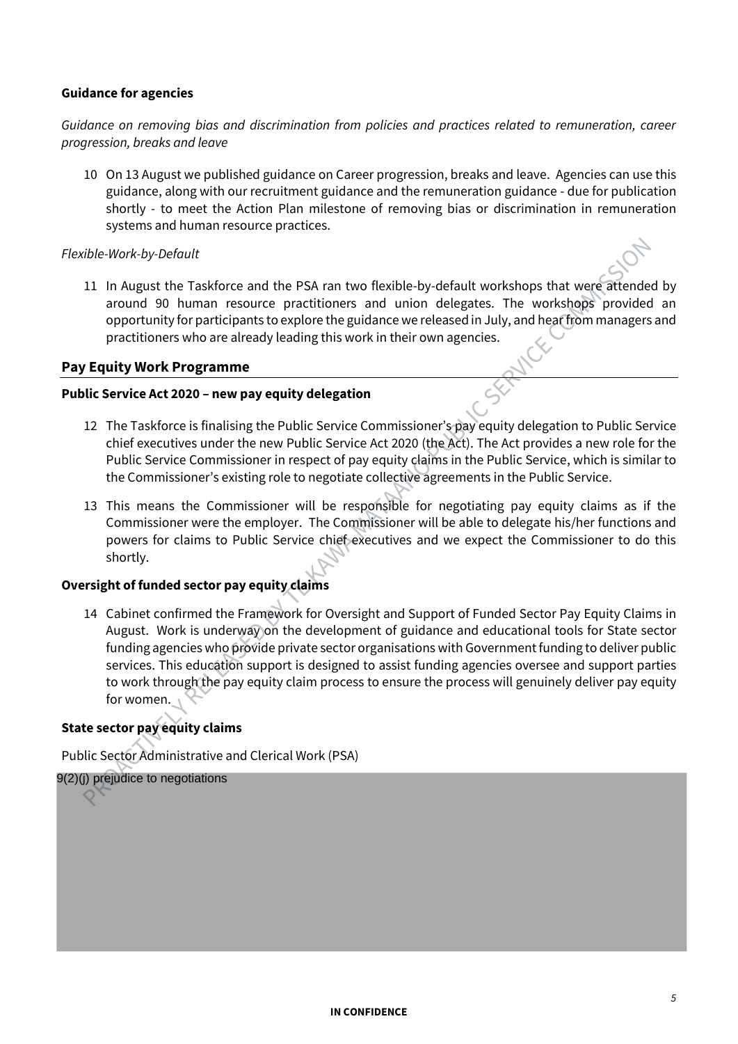**Guidance for agencies**

*Guidance on removing bias and discrimination from policies and practices related to remuneration, career progression, breaks and leave*

10 On 13 August we published guidance on Career progression, breaks and leave. Agencies can use this guidance, along with our recruitment guidance and the remuneration guidance - due for publication shortly - to meet the Action Plan milestone of removing bias or discrimination in remuneration systems and human resource practices.

*Flexible-Work-by-Default*

11 In August the Taskforce and the PSA ran two flexible-by-default workshops that were attended by around 90 human resource practitioners and union delegates. The workshops provided an opportunity for participants to explore the guidance we released in July, and hear from managers and practitioners who are already leading this work in their own agencies.

## Pay Equity Work Programme

**Public Service Act 2020 – new pay equity delegation**

12 The Taskforce is finalising the Public Service Commissioner's pay equity delegation to Public Service chief executives under the new Public Service Act 2020 (the Act). The Act provides a new role for the Public Service Commissioner in respect of pay equity claims in the Public Service, which is similar to the Commissioner's existing role to negotiate collective agreements in the Public Service.

13 This means the Commissioner will be responsible for negotiating pay equity claims as if the Commissioner were the employer. The Commissioner will be able to delegate his/her functions and powers for claims to Public Service chief executives and we expect the Commissioner to do this shortly.

**Oversight of funded sector pay equity claims**

14 Cabinet confirmed the Framework for Oversight and Support of Funded Sector Pay Equity Claims in August. Work is underway on the development of guidance and educational tools for State sector funding agencies who provide private sector organisations with Government funding to deliver public services. This education support is designed to assist funding agencies oversee and support parties to work through the pay equity claim process to ensure the process will genuinely deliver pay equity for women.

**State sector pay equity claims**

Public Sector Administrative and Clerical Work (PSA)

9(2)(j) prejudice to negotiations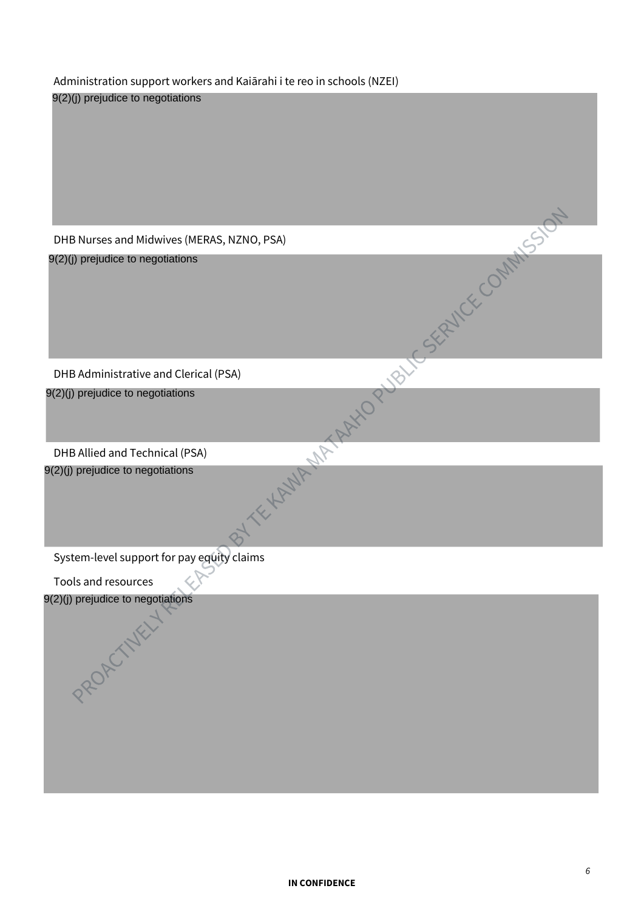Administration support workers and Kaiārahi i te reo in schools (NZEI)

9(2)(j) prejudice to negotiations

DHB Nurses and Midwives (MERAS, NZNO, PSA)

9(2)(j) prejudice to negotiations

DHB Administrative and Clerical (PSA)

9(2)(j) prejudice to negotiations

DHB Allied and Technical (PSA)

9(2)(j) prejudice to negotiations

System-level support for pay equity claims

Tools and resources

9(2)(j) prejudice to negotiations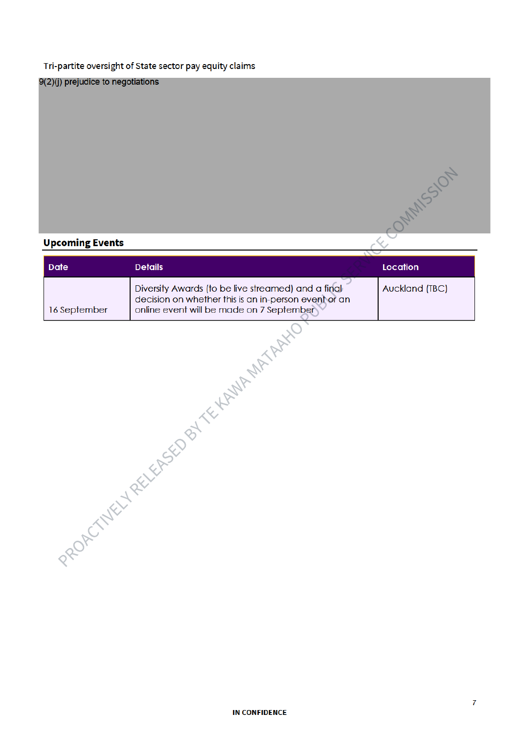Tri-partite oversight of State sector pay equity claims

9(2)(j) prejudice to negotiations

## Upcoming Events

| Date | Details | Location |
|---|---|---|
| 16 September | Diversity Awards (to be live streamed) and a final decision on whether this is an in-person event or an online event will be made on 7 September | Auckland (TBC) |

IN CONFIDENCE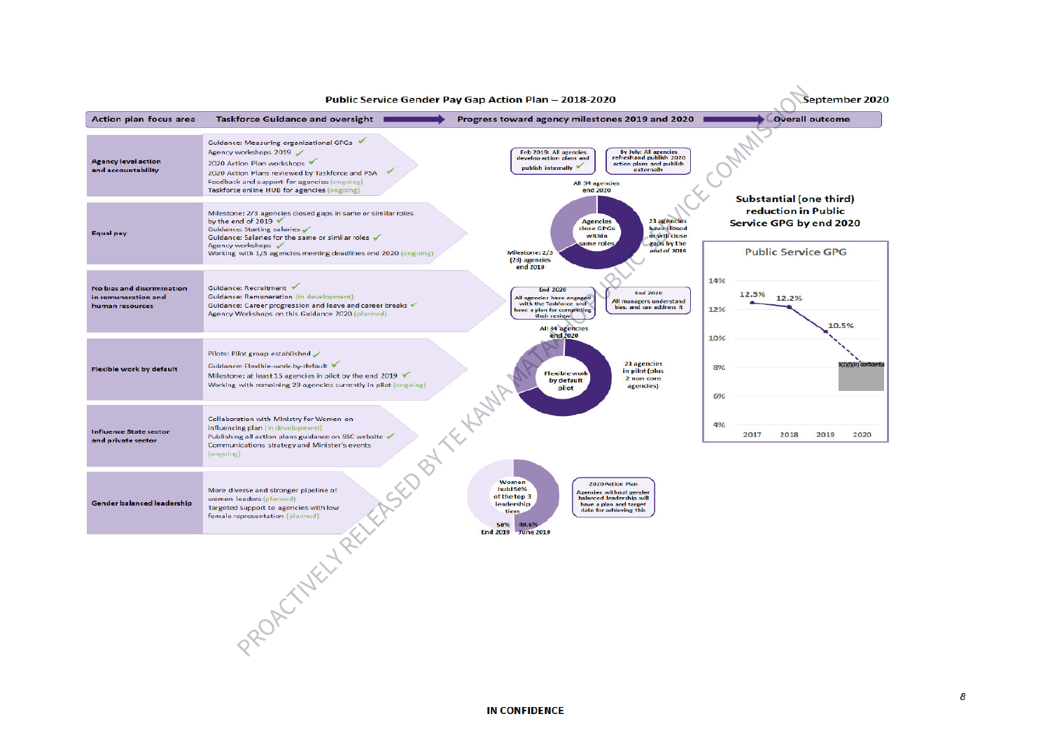# Public Service Gender Pay Gap Action Plan – 2018-2020

September 2020

| Action plan focus area | Taskforce Guidance and oversight |
| --- | --- |
| Agency level action and accountability | Guidance: Measuring organisational GPGs ✓<br>Agency workshops 2019 ✓<br>2020 Action Plan workshops ✓<br>2020 Action Plans reviewed by Taskforce and PSA ✓<br>Feedback and support for agencies (ongoing)<br>Taskforce online HUB for agencies (ongoing) |
| Equal pay | Milestone: 2/3 agencies closed gaps in same or similar roles by the end of 2019 ✓<br>Guidance: Starting salaries ✓<br>Guidance: Salaries for the same or similar roles ✓<br>Agency workshops ✓<br>Working with 1/3 agencies meeting deadlines end 2020 (ongoing) |
| No bias and discrimination in remuneration and human resources | Guidance: Recruitment ✓<br>Guidance: Remuneration (in development)<br>Guidance: Career progression and leave and career breaks ✓<br>Agency Workshops on this Guidance 2020 (planned) |
| Flexible work by default | Pilots: Pilot group established ✓<br>Guidance: Flexible-work-by-default ✓<br>Milestone: at least 15 agencies in pilot by the end 2019 ✓<br>Working with remaining 23 agencies currently in pilot (ongoing) |
| Influence State sector and private sector | Collaboration with Ministry for Women on influencing plan (in development)<br>Publishing all action plans guidance on SSC website ✓<br>Communications strategy and Minister's events (ongoing) |
| Gender balanced leadership | More diverse and stronger pipeline of women leaders (planned)<br>Targeted support to agencies with low female representation (planned) |

## Progress toward agency milestones 2019 and 2020

**Agency level action and accountability**

- Feb 2019: All agencies develop action plans and publish internally ✓
- By July: All agencies refresh and publish 2020 action plans and publish externally
- All 34 agencies end 2020

**Equal pay**

Agencies close GPGs within same roles

- Milestone: 2/3 (23) agencies end 2019
- 23 agencies have closed or will close gaps by the end of 2019

**No bias and discrimination**

- End 2020: All agencies have engaged with the Taskforce and have a plan for completing their review
- End 2020: All managers understand bias, and can address it

**Flexible work by default**

- All 34 agencies end 2020
- Flexible work by default pilot
- 23 agencies in pilot (plus 2 non-core agencies)

**Gender balanced leadership**

Women hold 50% of the top 3 leadership tiers

- 50% End 2019
- 49.6% June 2019
- 2020 Action Plan: Agencies without gender balanced leadership will have a plan and target date for achieving this

## Overall outcome

**Substantial (one third) reduction in Public Service GPG by end 2020**

Public Service GPG

14%
12%
10%
8%
6%
4%

2017 2018 2019 2020

12.5%
12.2%
10.5%
9(2)(f)(iv) confidentia

PROACTIVELY RELEASED BY TE KAWA MATAAHO PUBLIC SERVICE COMMISSION

IN CONFIDENCE